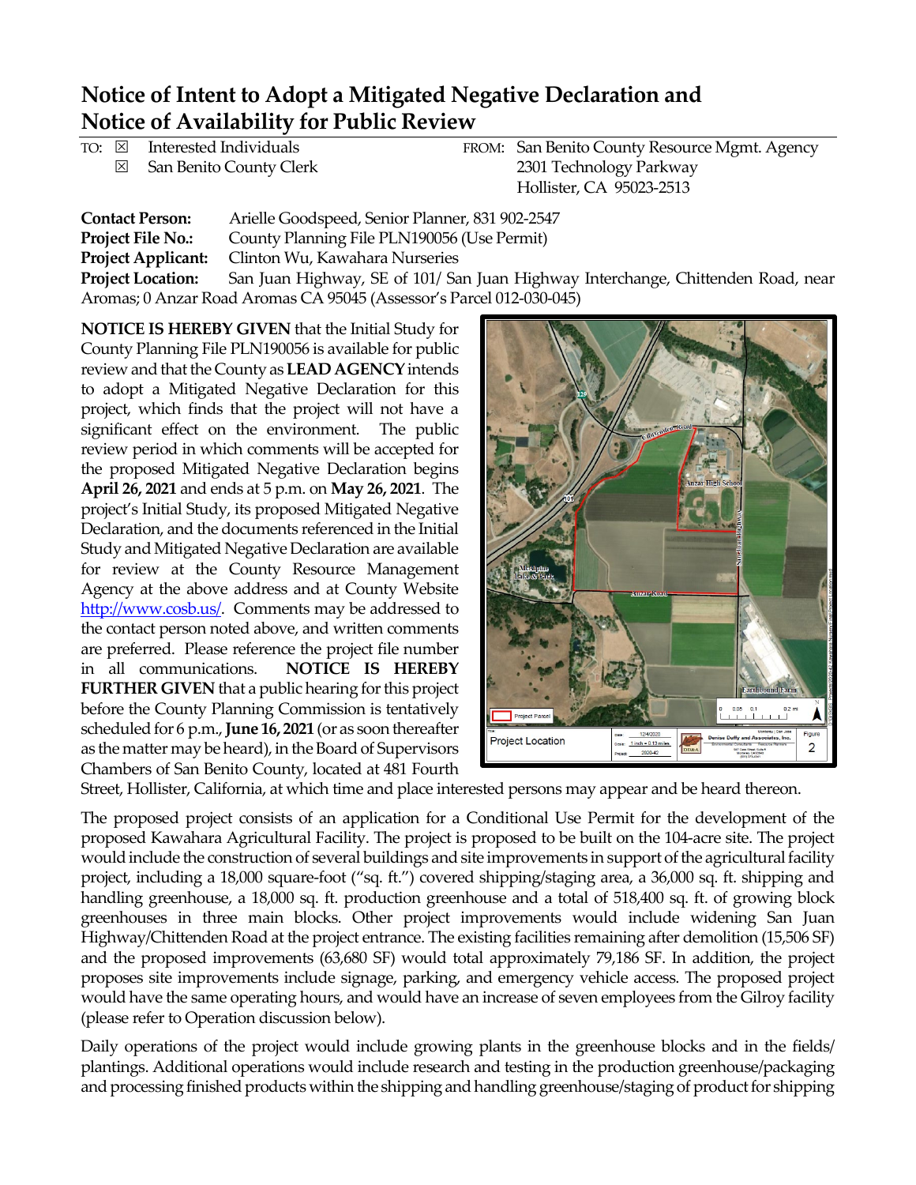# Notice of Intent to Adopt a Mitigated Negative Declaration and Notice of Availability for Public Review

TO: ☒ Interested Individuals
☒ San Benito County Clerk

FROM: San Benito County Resource Mgmt. Agency
2301 Technology Parkway
Hollister, CA 95023-2513

**Contact Person:** Arielle Goodspeed, Senior Planner, 831 902-2547
**Project File No.:** County Planning File PLN190056 (Use Permit)
**Project Applicant:** Clinton Wu, Kawahara Nurseries
**Project Location:** San Juan Highway, SE of 101/ San Juan Highway Interchange, Chittenden Road, near Aromas; 0 Anzar Road Aromas CA 95045 (Assessor's Parcel 012-030-045)

**NOTICE IS HEREBY GIVEN** that the Initial Study for County Planning File PLN190056 is available for public review and that the County as **LEAD AGENCY** intends to adopt a Mitigated Negative Declaration for this project, which finds that the project will not have a significant effect on the environment. The public review period in which comments will be accepted for the proposed Mitigated Negative Declaration begins **April 26, 2021** and ends at 5 p.m. on **May 26, 2021**. The project's Initial Study, its proposed Mitigated Negative Declaration, and the documents referenced in the Initial Study and Mitigated Negative Declaration are available for review at the County Resource Management Agency at the above address and at County Website http://www.cosb.us/. Comments may be addressed to the contact person noted above, and written comments are preferred. Please reference the project file number in all communications. **NOTICE IS HEREBY FURTHER GIVEN** that a public hearing for this project before the County Planning Commission is tentatively scheduled for 6 p.m., **June 16, 2021** (or as soon thereafter as the matter may be heard), in the Board of Supervisors Chambers of San Benito County, located at 481 Fourth Street, Hollister, California, at which time and place interested persons may appear and be heard thereon.

Project Location — Figure 2

The proposed project consists of an application for a Conditional Use Permit for the development of the proposed Kawahara Agricultural Facility. The project is proposed to be built on the 104-acre site. The project would include the construction of several buildings and site improvements in support of the agricultural facility project, including a 18,000 square-foot ("sq. ft.") covered shipping/staging area, a 36,000 sq. ft. shipping and handling greenhouse, a 18,000 sq. ft. production greenhouse and a total of 518,400 sq. ft. of growing block greenhouses in three main blocks. Other project improvements would include widening San Juan Highway/Chittenden Road at the project entrance. The existing facilities remaining after demolition (15,506 SF) and the proposed improvements (63,680 SF) would total approximately 79,186 SF. In addition, the project proposes site improvements include signage, parking, and emergency vehicle access. The proposed project would have the same operating hours, and would have an increase of seven employees from the Gilroy facility (please refer to Operation discussion below).

Daily operations of the project would include growing plants in the greenhouse blocks and in the fields/ plantings. Additional operations would include research and testing in the production greenhouse/packaging and processing finished products within the shipping and handling greenhouse/staging of product for shipping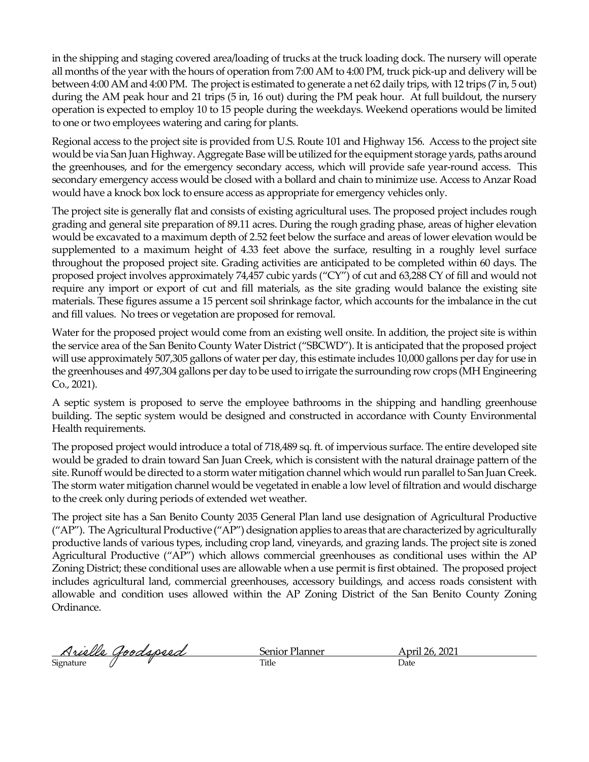in the shipping and staging covered area/loading of trucks at the truck loading dock. The nursery will operate all months of the year with the hours of operation from 7:00 AM to 4:00 PM, truck pick-up and delivery will be between 4:00 AM and 4:00 PM. The project is estimated to generate a net 62 daily trips, with 12 trips (7 in, 5 out) during the AM peak hour and 21 trips (5 in, 16 out) during the PM peak hour. At full buildout, the nursery operation is expected to employ 10 to 15 people during the weekdays. Weekend operations would be limited to one or two employees watering and caring for plants.

Regional access to the project site is provided from U.S. Route 101 and Highway 156. Access to the project site would be via San Juan Highway. Aggregate Base will be utilized for the equipment storage yards, paths around the greenhouses, and for the emergency secondary access, which will provide safe year-round access. This secondary emergency access would be closed with a bollard and chain to minimize use. Access to Anzar Road would have a knock box lock to ensure access as appropriate for emergency vehicles only.

The project site is generally flat and consists of existing agricultural uses. The proposed project includes rough grading and general site preparation of 89.11 acres. During the rough grading phase, areas of higher elevation would be excavated to a maximum depth of 2.52 feet below the surface and areas of lower elevation would be supplemented to a maximum height of 4.33 feet above the surface, resulting in a roughly level surface throughout the proposed project site. Grading activities are anticipated to be completed within 60 days. The proposed project involves approximately 74,457 cubic yards ("CY") of cut and 63,288 CY of fill and would not require any import or export of cut and fill materials, as the site grading would balance the existing site materials. These figures assume a 15 percent soil shrinkage factor, which accounts for the imbalance in the cut and fill values. No trees or vegetation are proposed for removal.

Water for the proposed project would come from an existing well onsite. In addition, the project site is within the service area of the San Benito County Water District ("SBCWD"). It is anticipated that the proposed project will use approximately 507,305 gallons of water per day, this estimate includes 10,000 gallons per day for use in the greenhouses and 497,304 gallons per day to be used to irrigate the surrounding row crops (MH Engineering Co., 2021).

A septic system is proposed to serve the employee bathrooms in the shipping and handling greenhouse building. The septic system would be designed and constructed in accordance with County Environmental Health requirements.

The proposed project would introduce a total of 718,489 sq. ft. of impervious surface. The entire developed site would be graded to drain toward San Juan Creek, which is consistent with the natural drainage pattern of the site. Runoff would be directed to a storm water mitigation channel which would run parallel to San Juan Creek. The storm water mitigation channel would be vegetated in enable a low level of filtration and would discharge to the creek only during periods of extended wet weather.

The project site has a San Benito County 2035 General Plan land use designation of Agricultural Productive ("AP"). The Agricultural Productive ("AP") designation applies to areas that are characterized by agriculturally productive lands of various types, including crop land, vineyards, and grazing lands. The project site is zoned Agricultural Productive ("AP") which allows commercial greenhouses as conditional uses within the AP Zoning District; these conditional uses are allowable when a use permit is first obtained. The proposed project includes agricultural land, commercial greenhouses, accessory buildings, and access roads consistent with allowable and condition uses allowed within the AP Zoning District of the San Benito County Zoning Ordinance.

| Arielle Goodspeed | Senior Planner | April 26, 2021 |
|---|---|---|
| Signature | Title | Date |